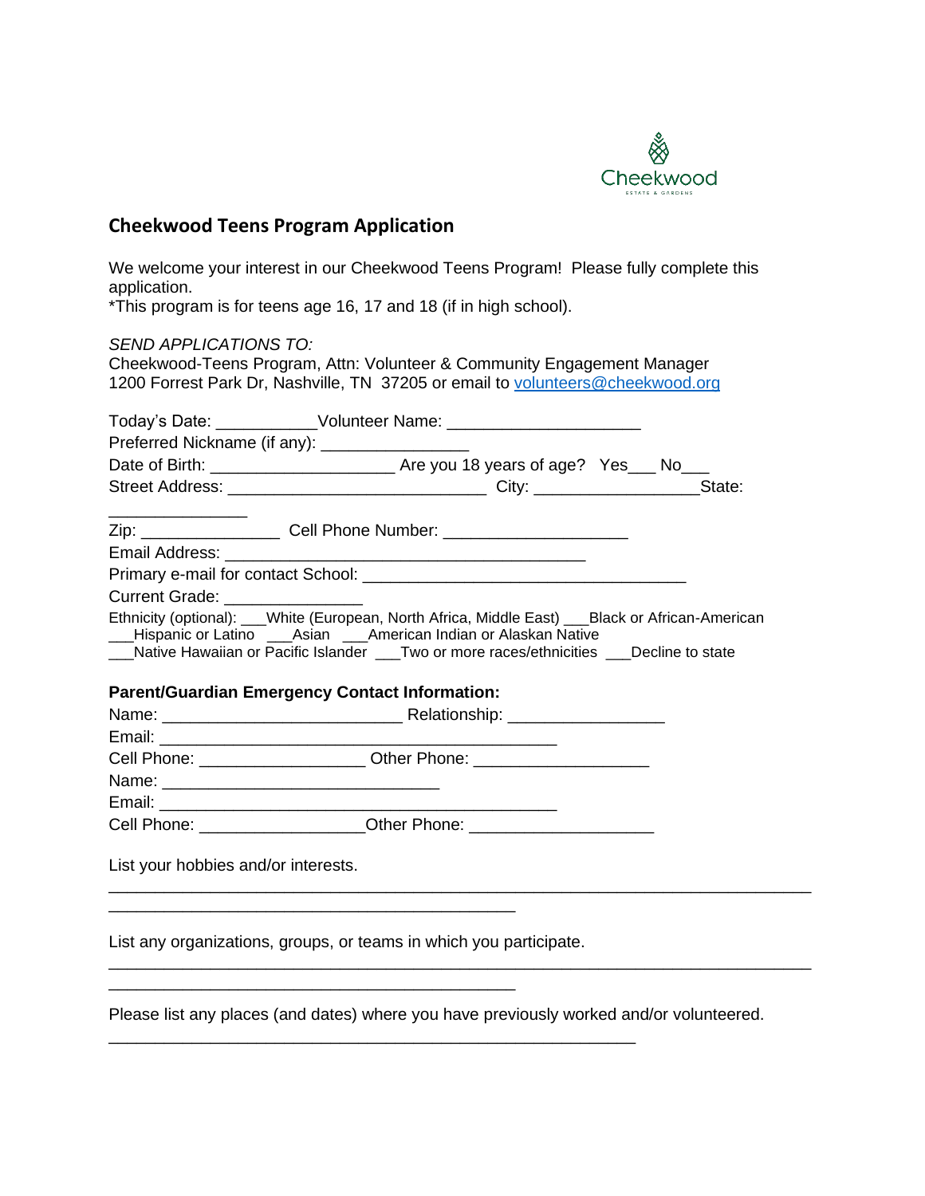Cheekwood
ESTATE & GARDENS

## Cheekwood Teens Program Application

We welcome your interest in our Cheekwood Teens Program! Please fully complete this application.
*This program is for teens age 16, 17 and 18 (if in high school).

*SEND APPLICATIONS TO:*
Cheekwood-Teens Program, Attn: Volunteer & Community Engagement Manager
1200 Forrest Park Dr, Nashville, TN 37205 or email to volunteers@cheekwood.org

Today's Date: ___________Volunteer Name: _____________________
Preferred Nickname (if any): ________________
Date of Birth: ____________________ Are you 18 years of age? Yes___ No___
Street Address: ____________________________ City: _________________State: _______________
Zip: _______________ Cell Phone Number: ____________________
Email Address: _______________________________________
Primary e-mail for contact School: __________________________________
Current Grade: _______________
Ethnicity (optional): ___White (European, North Africa, Middle East) ___Black or African-American ___Hispanic or Latino ___Asian ___American Indian or Alaskan Native ___Native Hawaiian or Pacific Islander ___Two or more races/ethnicities ___Decline to state

**Parent/Guardian Emergency Contact Information:**
Name: __________________________ Relationship: _________________
Email: ___________________________________________
Cell Phone: __________________ Other Phone: ___________________
Name: ______________________________
Email: ___________________________________________
Cell Phone: __________________Other Phone: ____________________

List your hobbies and/or interests.
_____________________________________________________________________________
____________________________________________

List any organizations, groups, or teams in which you participate.
_____________________________________________________________________________
____________________________________________

Please list any places (and dates) where you have previously worked and/or volunteered.
_________________________________________________________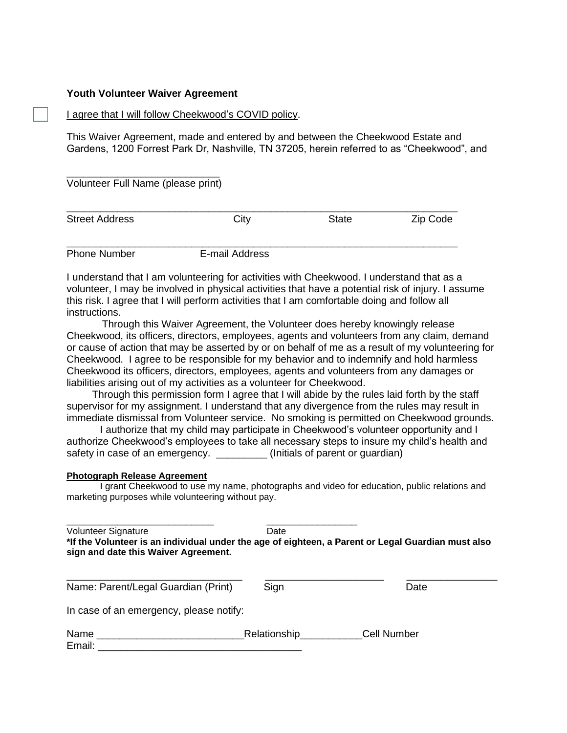**Youth Volunteer Waiver Agreement**

☐ I agree that I will follow Cheekwood's COVID policy.

This Waiver Agreement, made and entered by and between the Cheekwood Estate and Gardens, 1200 Forrest Park Dr, Nashville, TN 37205, herein referred to as "Cheekwood", and

_____________________________
Volunteer Full Name (please print)

_________________________________________________________________________
Street Address City State Zip Code

_________________________________________________________________________
Phone Number E-mail Address

I understand that I am volunteering for activities with Cheekwood. I understand that as a volunteer, I may be involved in physical activities that have a potential risk of injury. I assume this risk. I agree that I will perform activities that I am comfortable doing and follow all instructions.

Through this Waiver Agreement, the Volunteer does hereby knowingly release Cheekwood, its officers, directors, employees, agents and volunteers from any claim, demand or cause of action that may be asserted by or on behalf of me as a result of my volunteering for Cheekwood. I agree to be responsible for my behavior and to indemnify and hold harmless Cheekwood its officers, directors, employees, agents and volunteers from any damages or liabilities arising out of my activities as a volunteer for Cheekwood.

Through this permission form I agree that I will abide by the rules laid forth by the staff supervisor for my assignment. I understand that any divergence from the rules may result in immediate dismissal from Volunteer service. No smoking is permitted on Cheekwood grounds.

I authorize that my child may participate in Cheekwood's volunteer opportunity and I authorize Cheekwood's employees to take all necessary steps to insure my child's health and safety in case of an emergency. _________ (Initials of parent or guardian)

**Photograph Release Agreement**

I grant Cheekwood to use my name, photographs and video for education, public relations and marketing purposes while volunteering without pay.

____________________________ _________________
Volunteer Signature Date

***If the Volunteer is an individual under the age of eighteen, a Parent or Legal Guardian must also sign and date this Waiver Agreement.**

_________________________________ ______________________ _________________
Name: Parent/Legal Guardian (Print) Sign Date

In case of an emergency, please notify:

Name _________________________Relationship___________Cell Number
Email: ___________________________________